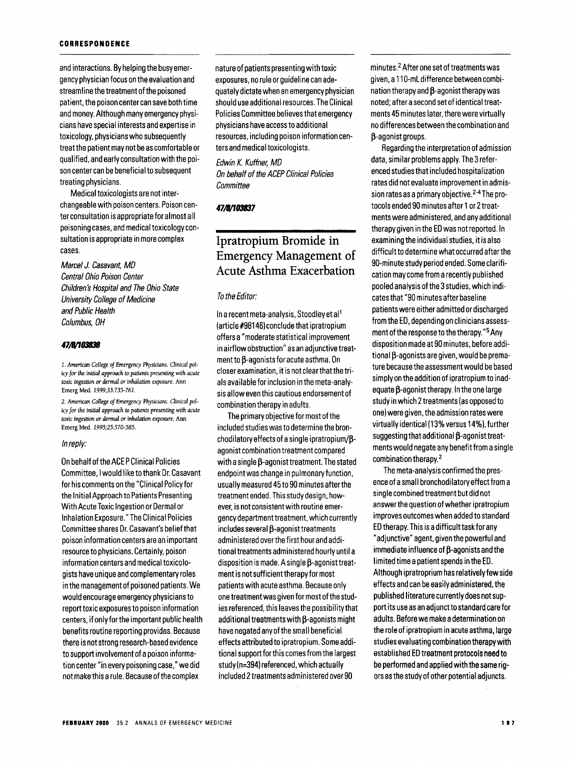and interactions. By helping the busy emergency physician focus on the evaluation and streamline the treatment of the poisoned patient, the poison center can save both time and money. Although many emergency physicians have special interests and expertise in toxicology, physicians who subsequently treat the patient may not be as comfortable or qualified, and early consultation with the poison center can be beneficial to subsequent treating physicians.

Medical toxicologists are not interchangeable with poison centers. Poison center consultation is appropriate for almost all poisoning cases, and medical toxicology consultation is appropriate in more complex cases.

*Marcel J. Casavant, MD*
*Central Ohio Poison Center*
*Children's Hospital and The Ohio State University College of Medicine and Public Health*
*Columbus, OH*

**47/8/103838**

1. American College of Emergency Physicians. Clinical policy for the initial approach to patients presenting with acute toxic ingestion or dermal or inhalation exposure. Ann Emerg Med. 1999;33:735-761.

2. American College of Emergency Physicians. Clinical policy for the initial approach to patients presenting with acute toxic ingestion or dermal or inhalation exposure. Ann Emerg Med. 1995;25:570-585.

*In reply:*

On behalf of the ACEP Clinical Policies Committee, I would like to thank Dr. Casavant for his comments on the "Clinical Policy for the Initial Approach to Patients Presenting With Acute Toxic Ingestion or Dermal or Inhalation Exposure." The Clinical Policies Committee shares Dr. Casavant's belief that poison information centers are an important resource to physicians. Certainly, poison information centers and medical toxicologists have unique and complementary roles in the management of poisoned patients. We would encourage emergency physicians to report toxic exposures to poison information centers, if only for the important public health benefits routine reporting provides. Because there is not strong research-based evidence to support involvement of a poison information center "in every poisoning case," we did not make this a rule. Because of the complex nature of patients presenting with toxic exposures, no rule or guideline can adequately dictate when an emergency physician should use additional resources. The Clinical Policies Committee believes that emergency physicians have access to additional resources, including poison information centers and medical toxicologists.

*Edwin K. Kuffner, MD*
*On behalf of the ACEP Clinical Policies Committee*

**47/8/103837**

# Ipratropium Bromide in Emergency Management of Acute Asthma Exacerbation

*To the Editor:*

In a recent meta-analysis, Stoodley et al[1] (article #98146) conclude that ipratropium offers a "moderate statistical improvement in airflow obstruction" as an adjunctive treatment to β-agonists for acute asthma. On closer examination, it is not clear that the trials available for inclusion in the meta-analysis allow even this cautious endorsement of combination therapy in adults.

The primary objective for most of the included studies was to determine the bronchodilatory effects of a single ipratropium/β-agonist combination treatment compared with a single β-agonist treatment. The stated endpoint was change in pulmonary function, usually measured 45 to 90 minutes after the treatment ended. This study design, however, is not consistent with routine emergency department treatment, which currently includes several β-agonist treatments administered over the first hour and additional treatments administered hourly until a disposition is made. A single β-agonist treatment is not sufficient therapy for most patients with acute asthma. Because only one treatment was given for most of the studies referenced, this leaves the possibility that additional treatments with β-agonists might have negated any of the small beneficial effects attributed to ipratropium. Some additional support for this comes from the largest study (n=394) referenced, which actually included 2 treatments administered over 90 minutes.[2] After one set of treatments was given, a 110-mL difference between combination therapy and β-agonist therapy was noted; after a second set of identical treatments 45 minutes later, there were virtually no differences between the combination and β-agonist groups.

Regarding the interpretation of admission data, similar problems apply. The 3 referenced studies that included hospitalization rates did not evaluate improvement in admission rates as a primary objective.[2-4] The protocols ended 90 minutes after 1 or 2 treatments were administered, and any additional therapy given in the ED was not reported. In examining the individual studies, it is also difficult to determine what occurred after the 90-minute study period ended. Some clarification may come from a recently published pooled analysis of the 3 studies, which indicates that "90 minutes after baseline patients were either admitted or discharged from the ED, depending on clinicians assessment of the response to the therapy."[5] Any disposition made at 90 minutes, before additional β-agonists are given, would be premature because the assessment would be based simply on the addition of ipratropium to inadequate β-agonist therapy. In the one large study in which 2 treatments (as opposed to one) were given, the admission rates were virtually identical (13% versus 14%), further suggesting that additional β-agonist treatments would negate any benefit from a single combination therapy.[2]

The meta-analysis confirmed the presence of a small bronchodilatory effect from a single combined treatment but did not answer the question of whether ipratropium improves outcomes when added to standard ED therapy. This is a difficult task for any "adjunctive" agent, given the powerful and immediate influence of β-agonists and the limited time a patient spends in the ED. Although ipratroprium has relatively few side effects and can be easily administered, the published literature currently does not support its use as an adjunct to standard care for adults. Before we make a determination on the role of ipratropium in acute asthma, large studies evaluating combination therapy with established ED treatment protocols need to be performed and applied with the same rigors as the study of other potential adjuncts.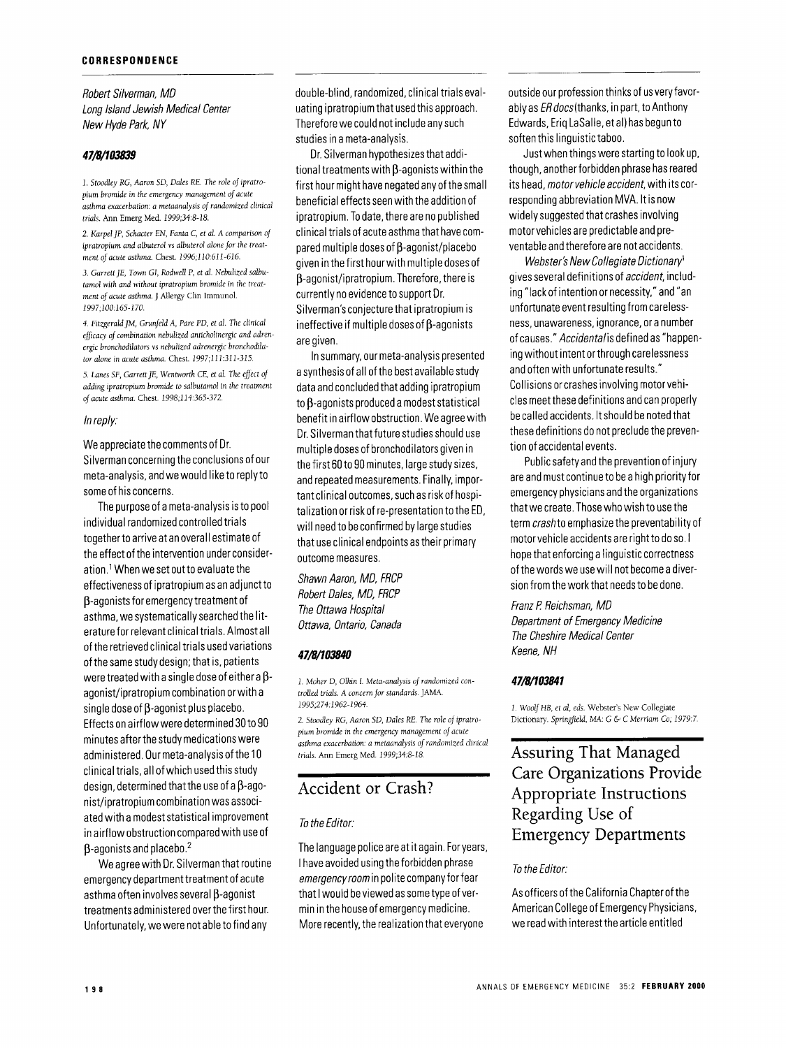Robert Silverman, MD
Long Island Jewish Medical Center
New Hyde Park, NY

**47/8/103839**

1. Stoodley RG, Aaron SD, Dales RE. The role of ipratropium bromide in the emergency management of acute asthma exacerbation: a metaanalysis of randomized clinical trials. Ann Emerg Med. 1999;34:8-18.

2. Karpel JP, Schacter EN, Fanta C, et al. A comparison of ipratropium and albuterol vs albuterol alone for the treatment of acute asthma. Chest. 1996;110:611-616.

3. Garrett JE, Town GI, Rodwell P, et al. Nebulized salbutamol with and without ipratropium bromide in the treatment of acute asthma. J Allergy Clin Immunol. 1997;100:165-170.

4. Fitzgerald JM, Grunfeld A, Pare PD, et al. The clinical efficacy of combination nebulized anticholinergic and adrenergic bronchodilators vs nebulized adrenergic bronchodilator alone in acute asthma. Chest. 1997;111:311-315.

5. Lanes SF, Garrett JE, Wentworth CE, et al. The effect of adding ipratropium bromide to salbutamol in the treatment of acute asthma. Chest. 1998;114:365-372.

*In reply:*

We appreciate the comments of Dr. Silverman concerning the conclusions of our meta-analysis, and we would like to reply to some of his concerns.

The purpose of a meta-analysis is to pool individual randomized controlled trials together to arrive at an overall estimate of the effect of the intervention under consideration.[1] When we set out to evaluate the effectiveness of ipratropium as an adjunct to β-agonists for emergency treatment of asthma, we systematically searched the literature for relevant clinical trials. Almost all of the retrieved clinical trials used variations of the same study design; that is, patients were treated with a single dose of either a β-agonist/ipratropium combination or with a single dose of β-agonist plus placebo. Effects on airflow were determined 30 to 90 minutes after the study medications were administered. Our meta-analysis of the 10 clinical trials, all of which used this study design, determined that the use of a β-agonist/ipratropium combination was associated with a modest statistical improvement in airflow obstruction compared with use of β-agonists and placebo.[2]

We agree with Dr. Silverman that routine emergency department treatment of acute asthma often involves several β-agonist treatments administered over the first hour. Unfortunately, we were not able to find any double-blind, randomized, clinical trials evaluating ipratropium that used this approach. Therefore we could not include any such studies in a meta-analysis.

Dr. Silverman hypothesizes that additional treatments with β-agonists within the first hour might have negated any of the small beneficial effects seen with the addition of ipratropium. To date, there are no published clinical trials of acute asthma that have compared multiple doses of β-agonist/placebo given in the first hour with multiple doses of β-agonist/ipratropium. Therefore, there is currently no evidence to support Dr. Silverman's conjecture that ipratropium is ineffective if multiple doses of β-agonists are given.

In summary, our meta-analysis presented a synthesis of all of the best available study data and concluded that adding ipratropium to β-agonists produced a modest statistical benefit in airflow obstruction. We agree with Dr. Silverman that future studies should use multiple doses of bronchodilators given in the first 60 to 90 minutes, large study sizes, and repeated measurements. Finally, important clinical outcomes, such as risk of hospitalization or risk of re-presentation to the ED, will need to be confirmed by large studies that use clinical endpoints as their primary outcome measures.

Shawn Aaron, MD, FRCP
Robert Dales, MD, FRCP
The Ottawa Hospital
Ottawa, Ontario, Canada

**47/8/103840**

1. Moher D, Olkin I. Meta-analysis of randomized controlled trials. A concern for standards. JAMA. 1995;274:1962-1964.

2. Stoodley RG, Aaron SD, Dales RE. The role of ipratropium bromide in the emergency management of acute asthma exacerbation: a metaanalysis of randomized clinical trials. Ann Emerg Med. 1999;34:8-18.

## Accident or Crash?

*To the Editor:*

The language police are at it again. For years, I have avoided using the forbidden phrase *emergency room* in polite company for fear that I would be viewed as some type of vermin in the house of emergency medicine. More recently, the realization that everyone outside our profession thinks of us very favorably as *ER docs* (thanks, in part, to Anthony Edwards, Eriq LaSalle, et al) has begun to soften this linguistic taboo.

Just when things were starting to look up, though, another forbidden phrase has reared its head, *motor vehicle accident*, with its corresponding abbreviation MVA. It is now widely suggested that crashes involving motor vehicles are predictable and preventable and therefore are not accidents.

*Webster's New Collegiate Dictionary*[1] gives several definitions of *accident*, including "lack of intention or necessity," and "an unfortunate event resulting from carelessness, unawareness, ignorance, or a number of causes." *Accidental* is defined as "happening without intent or through carelessness and often with unfortunate results." Collisions or crashes involving motor vehicles meet these definitions and can properly be called accidents. It should be noted that these definitions do not preclude the prevention of accidental events.

Public safety and the prevention of injury are and must continue to be a high priority for emergency physicians and the organizations that we create. Those who wish to use the term *crash* to emphasize the preventability of motor vehicle accidents are right to do so. I hope that enforcing a linguistic correctness of the words we use will not become a diversion from the work that needs to be done.

Franz P. Reichsman, MD
Department of Emergency Medicine
The Cheshire Medical Center
Keene, NH

**47/8/103841**

1. Woolf HB, et al, eds. Webster's New Collegiate Dictionary. Springfield, MA: G & C Merriam Co; 1979:7.

## Assuring That Managed Care Organizations Provide Appropriate Instructions Regarding Use of Emergency Departments

*To the Editor:*

As officers of the California Chapter of the American College of Emergency Physicians, we read with interest the article entitled